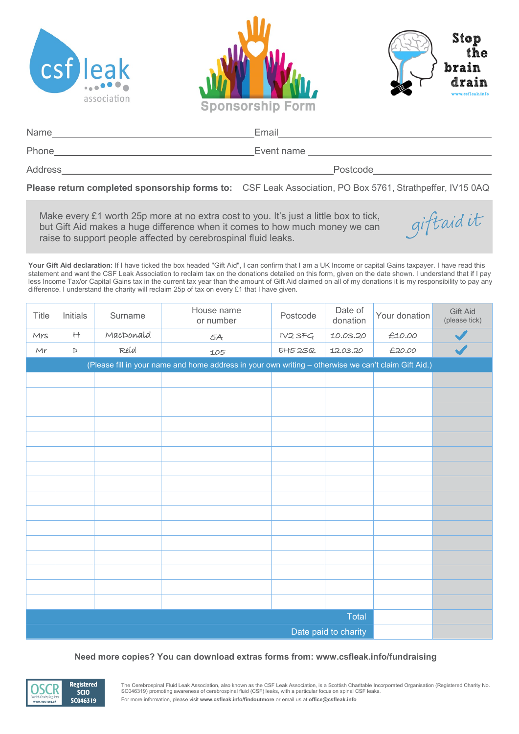# Sponsorship Form

csf leak association

Stop the brain drain
www.csfleak.info

Name ______________________ Email ______________________

Phone ______________________ Event name ______________________

Address ______________________ Postcode ______________________

**Please return completed sponsorship forms to:** CSF Leak Association, PO Box 5761, Strathpeffer, IV15 0AQ

Make every £1 worth 25p more at no extra cost to you. It's just a little box to tick, but Gift Aid makes a huge difference when it comes to how much money we can raise to support people affected by cerebrospinal fluid leaks.

*giftaid it*

**Your Gift Aid declaration:** If I have ticked the box headed "Gift Aid", I can confirm that I am a UK Income or capital Gains taxpayer. I have read this statement and want the CSF Leak Association to reclaim tax on the donations detailed on this form, given on the date shown. I understand that if I pay less Income Tax/or Capital Gains tax in the current tax year than the amount of Gift Aid claimed on all of my donations it is my responsibility to pay any difference. I understand the charity will reclaim 25p of tax on every £1 that I have given.

| Title | Initials | Surname | House name or number | Postcode | Date of donation | Your donation | Gift Aid (please tick) |
|---|---|---|---|---|---|---|---|
| Mrs | H | MacDonald | 5A | IV2 3FG | 10.03.20 | £10.00 | ✓ |
| Mr | D | Reid | 105 | EH5 2SQ | 12.03.20 | £20.00 | ✓ |
| (Please fill in your name and home address in your own writing – otherwise we can't claim Gift Aid.) | | | | | | | |
| | | | | | | | |
| | | | | | | | |
| | | | | | | | |
| | | | | | | | |
| | | | | | | | |
| | | | | | | | |
| | | | | | | | |
| | | | | | | | |
| | | | | | | | |
| | | | | | | | |
| | | | | | | | |
| | | | | | | | |
| | | | | | | | |
| | | | | | | | |
| | | | | | | | |
| | | | | | | | |
| | | | | | Total | | |
| | | | | | Date paid to charity | | |

**Need more copies? You can download extras forms from: www.csfleak.info/fundraising**

OSCR Scottish Charity Regulator www.oscr.org.uk — Registered SCIO SC046319

The Cerebrospinal Fluid Leak Association, also known as the CSF Leak Association, is a Scottish Charitable Incorporated Organisation (Registered Charity No. SC046319) promoting awareness of cerebrospinal fluid (CSF) leaks, with a particular focus on spinal CSF leaks.
For more information, please visit **www.csfleak.info/findoutmore** or email us at **office@csfleak.info**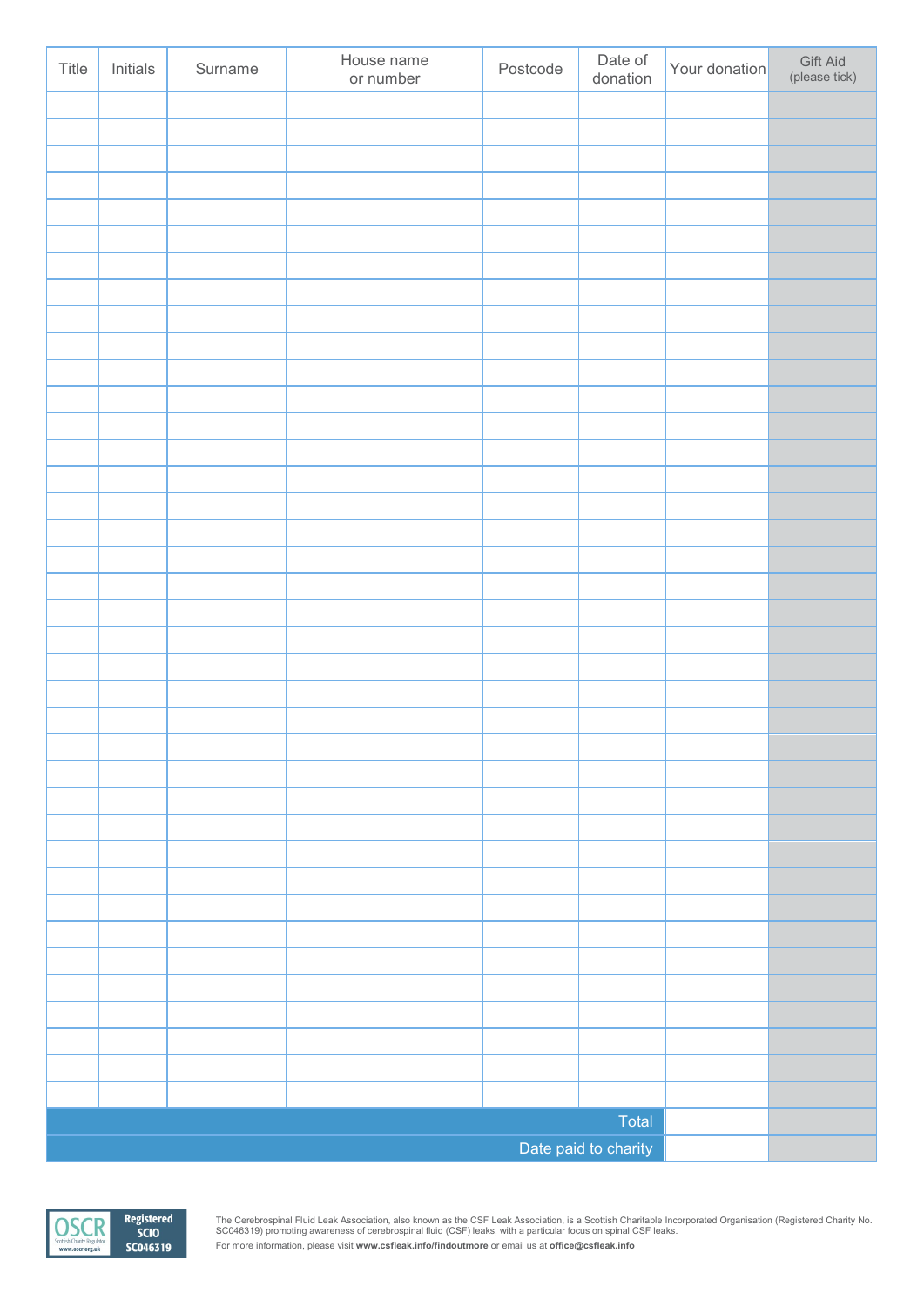| Title | Initials | Surname | House name or number | Postcode | Date of donation | Your donation | Gift Aid (please tick) |
|---|---|---|---|---|---|---|---|
| | | | | | | | |
| | | | | | | | |
| | | | | | | | |
| | | | | | | | |
| | | | | | | | |
| | | | | | | | |
| | | | | | | | |
| | | | | | | | |
| | | | | | | | |
| | | | | | | | |
| | | | | | | | |
| | | | | | | | |
| | | | | | | | |
| | | | | | | | |
| | | | | | | | |
| | | | | | | | |
| | | | | | | | |
| | | | | | | | |
| | | | | | | | |
| | | | | | | | |
| | | | | | | | |
| | | | | | | | |
| | | | | | | | |
| | | | | | | | |
| | | | | | | | |
| | | | | | | | |
| | | | | | | | |
| | | | | | | | |
| | | | | | | | |
| | | | | | | | |
| | | | | | | | |
| | | | | | | | |
| | | | | | | | |
| | | | | | | | |
| | | | | | | | |
| | | | | | | | |
| | | | | | | | |
| | | | | | | | |
| | | | | | Total | | |
| | | | | | Date paid to charity | | |

OSCR Scottish Charity Regulator www.oscr.org.uk — Registered SCIO SC046319

The Cerebrospinal Fluid Leak Association, also known as the CSF Leak Association, is a Scottish Charitable Incorporated Organisation (Registered Charity No. SC046319) promoting awareness of cerebrospinal fluid (CSF) leaks, with a particular focus on spinal CSF leaks.

For more information, please visit **www.csfleak.info/findoutmore** or email us at **office@csfleak.info**